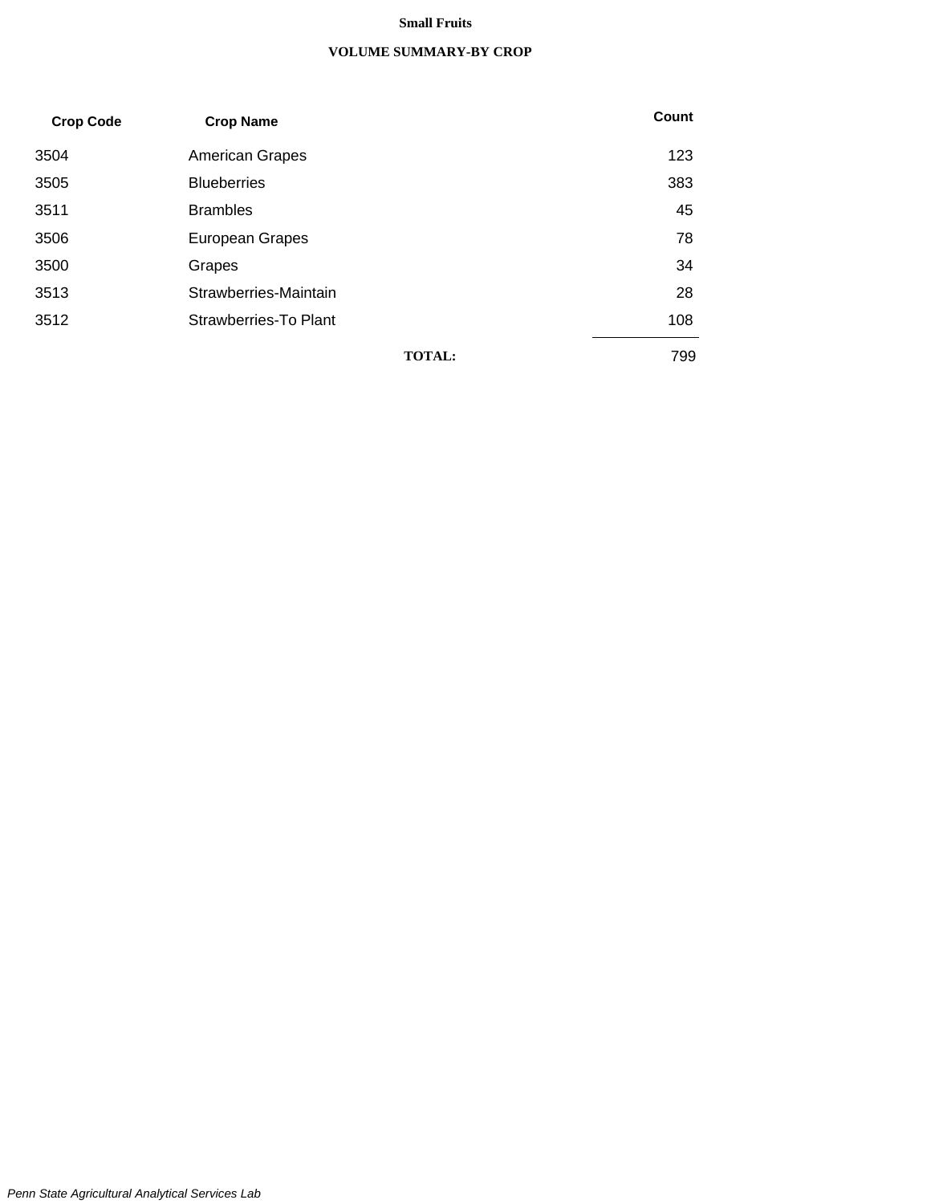# Small Fruits

## VOLUME SUMMARY-BY CROP

| Crop Code | Crop Name | Count |
|---|---|---|
| 3504 | American Grapes | 123 |
| 3505 | Blueberries | 383 |
| 3511 | Brambles | 45 |
| 3506 | European Grapes | 78 |
| 3500 | Grapes | 34 |
| 3513 | Strawberries-Maintain | 28 |
| 3512 | Strawberries-To Plant | 108 |
| | **TOTAL:** | 799 |

*Penn State Agricultural Analytical Services Lab*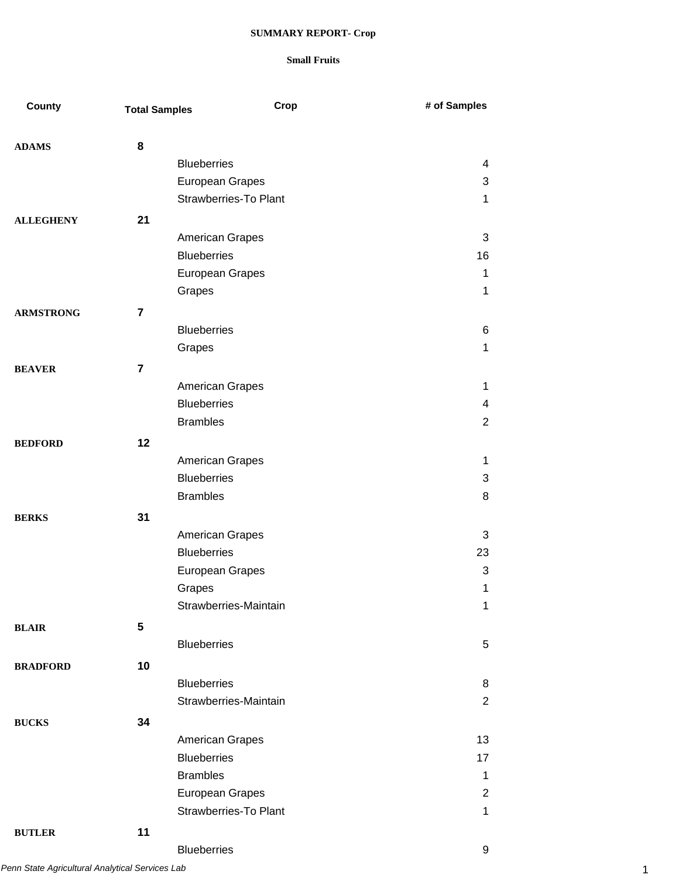**SUMMARY REPORT- Crop**

**Small Fruits**

| County | Total Samples | Crop | # of Samples |
|---|---|---|---|
| **ADAMS** | **8** | | |
| | | Blueberries | 4 |
| | | European Grapes | 3 |
| | | Strawberries-To Plant | 1 |
| **ALLEGHENY** | **21** | | |
| | | American Grapes | 3 |
| | | Blueberries | 16 |
| | | European Grapes | 1 |
| | | Grapes | 1 |
| **ARMSTRONG** | **7** | | |
| | | Blueberries | 6 |
| | | Grapes | 1 |
| **BEAVER** | **7** | | |
| | | American Grapes | 1 |
| | | Blueberries | 4 |
| | | Brambles | 2 |
| **BEDFORD** | **12** | | |
| | | American Grapes | 1 |
| | | Blueberries | 3 |
| | | Brambles | 8 |
| **BERKS** | **31** | | |
| | | American Grapes | 3 |
| | | Blueberries | 23 |
| | | European Grapes | 3 |
| | | Grapes | 1 |
| | | Strawberries-Maintain | 1 |
| **BLAIR** | **5** | | |
| | | Blueberries | 5 |
| **BRADFORD** | **10** | | |
| | | Blueberries | 8 |
| | | Strawberries-Maintain | 2 |
| **BUCKS** | **34** | | |
| | | American Grapes | 13 |
| | | Blueberries | 17 |
| | | Brambles | 1 |
| | | European Grapes | 2 |
| | | Strawberries-To Plant | 1 |
| **BUTLER** | **11** | | |
| | | Blueberries | 9 |

*Penn State Agricultural Analytical Services Lab*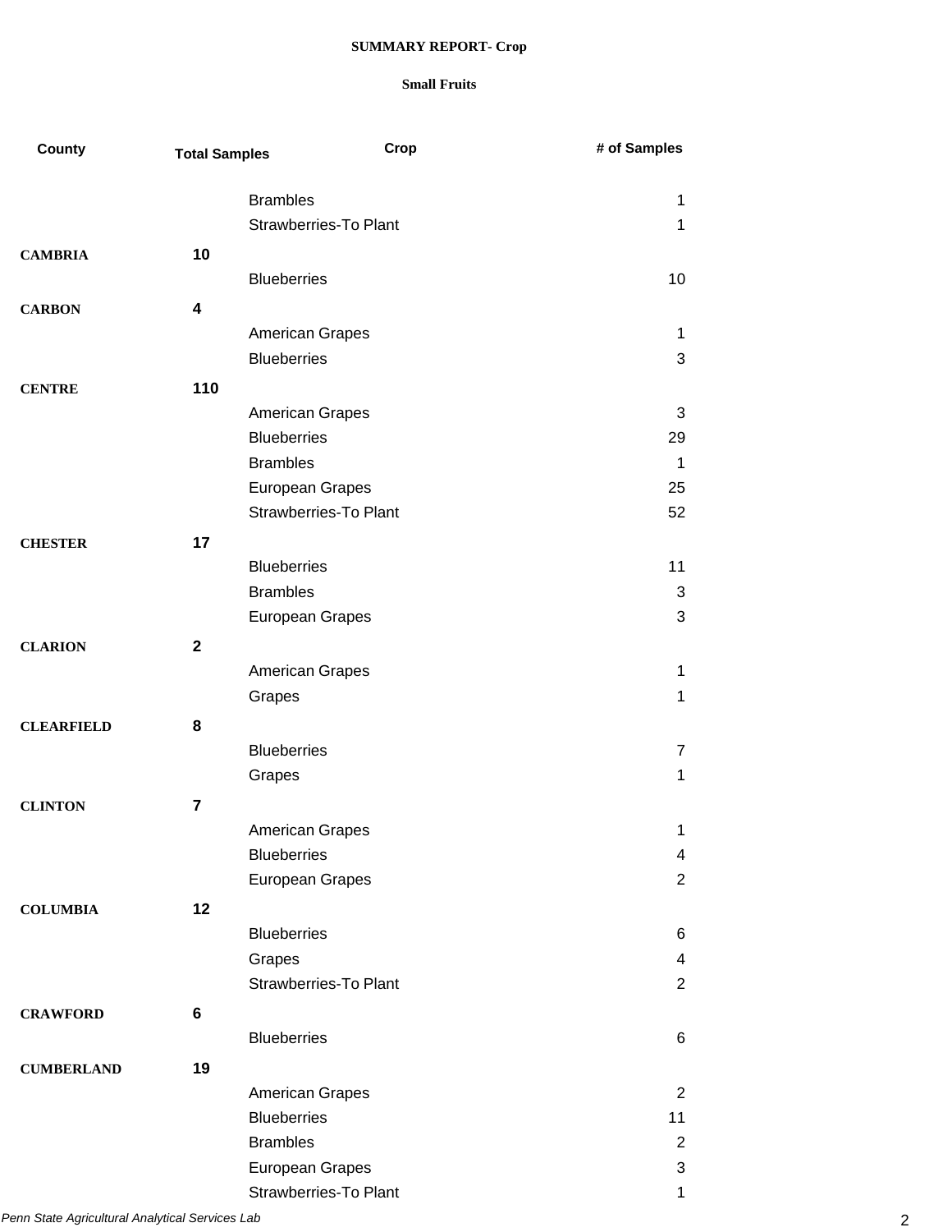**SUMMARY REPORT- Crop**

**Small Fruits**

| County | Total Samples | Crop | # of Samples |
|---|---|---|---|
| | | Brambles | 1 |
| | | Strawberries-To Plant | 1 |
| **CAMBRIA** | **10** | | |
| | | Blueberries | 10 |
| **CARBON** | **4** | | |
| | | American Grapes | 1 |
| | | Blueberries | 3 |
| **CENTRE** | **110** | | |
| | | American Grapes | 3 |
| | | Blueberries | 29 |
| | | Brambles | 1 |
| | | European Grapes | 25 |
| | | Strawberries-To Plant | 52 |
| **CHESTER** | **17** | | |
| | | Blueberries | 11 |
| | | Brambles | 3 |
| | | European Grapes | 3 |
| **CLARION** | **2** | | |
| | | American Grapes | 1 |
| | | Grapes | 1 |
| **CLEARFIELD** | **8** | | |
| | | Blueberries | 7 |
| | | Grapes | 1 |
| **CLINTON** | **7** | | |
| | | American Grapes | 1 |
| | | Blueberries | 4 |
| | | European Grapes | 2 |
| **COLUMBIA** | **12** | | |
| | | Blueberries | 6 |
| | | Grapes | 4 |
| | | Strawberries-To Plant | 2 |
| **CRAWFORD** | **6** | | |
| | | Blueberries | 6 |
| **CUMBERLAND** | **19** | | |
| | | American Grapes | 2 |
| | | Blueberries | 11 |
| | | Brambles | 2 |
| | | European Grapes | 3 |
| | | Strawberries-To Plant | 1 |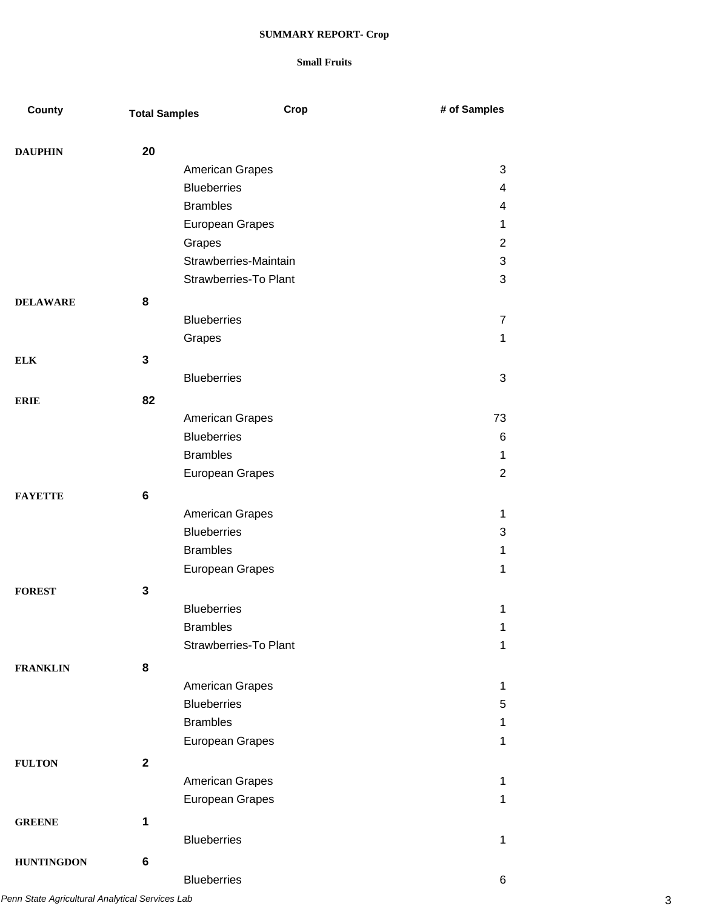# SUMMARY REPORT- Crop

## Small Fruits

| County | Total Samples | Crop | # of Samples |
|---|---|---|---|
| **DAUPHIN** | **20** | | |
| | | American Grapes | 3 |
| | | Blueberries | 4 |
| | | Brambles | 4 |
| | | European Grapes | 1 |
| | | Grapes | 2 |
| | | Strawberries-Maintain | 3 |
| | | Strawberries-To Plant | 3 |
| **DELAWARE** | **8** | | |
| | | Blueberries | 7 |
| | | Grapes | 1 |
| **ELK** | **3** | | |
| | | Blueberries | 3 |
| **ERIE** | **82** | | |
| | | American Grapes | 73 |
| | | Blueberries | 6 |
| | | Brambles | 1 |
| | | European Grapes | 2 |
| **FAYETTE** | **6** | | |
| | | American Grapes | 1 |
| | | Blueberries | 3 |
| | | Brambles | 1 |
| | | European Grapes | 1 |
| **FOREST** | **3** | | |
| | | Blueberries | 1 |
| | | Brambles | 1 |
| | | Strawberries-To Plant | 1 |
| **FRANKLIN** | **8** | | |
| | | American Grapes | 1 |
| | | Blueberries | 5 |
| | | Brambles | 1 |
| | | European Grapes | 1 |
| **FULTON** | **2** | | |
| | | American Grapes | 1 |
| | | European Grapes | 1 |
| **GREENE** | **1** | | |
| | | Blueberries | 1 |
| **HUNTINGDON** | **6** | | |
| | | Blueberries | 6 |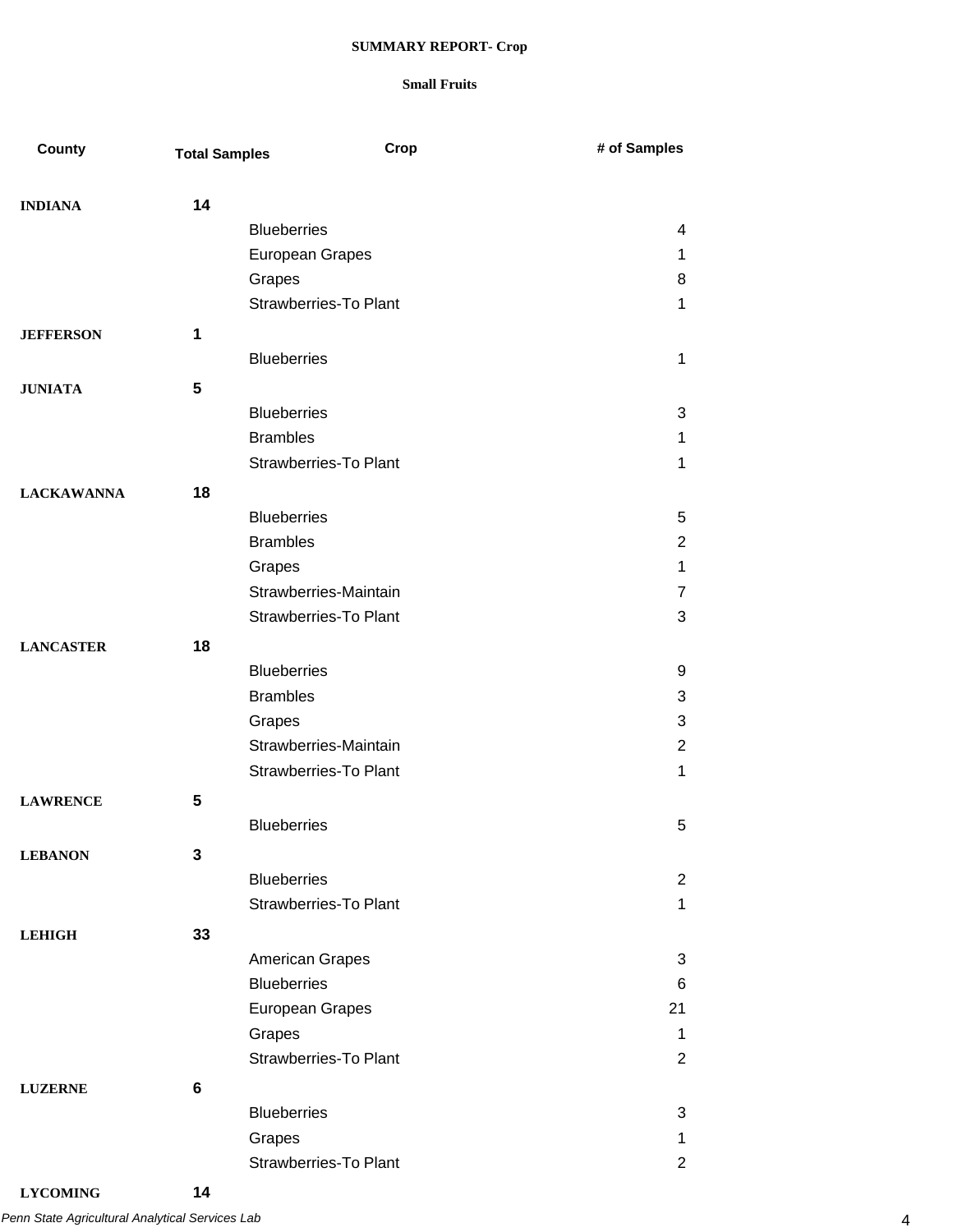**SUMMARY REPORT- Crop**

**Small Fruits**

| County | Total Samples | Crop | # of Samples |
|---|---|---|---|
| **INDIANA** | **14** | | |
| | | Blueberries | 4 |
| | | European Grapes | 1 |
| | | Grapes | 8 |
| | | Strawberries-To Plant | 1 |
| **JEFFERSON** | **1** | | |
| | | Blueberries | 1 |
| **JUNIATA** | **5** | | |
| | | Blueberries | 3 |
| | | Brambles | 1 |
| | | Strawberries-To Plant | 1 |
| **LACKAWANNA** | **18** | | |
| | | Blueberries | 5 |
| | | Brambles | 2 |
| | | Grapes | 1 |
| | | Strawberries-Maintain | 7 |
| | | Strawberries-To Plant | 3 |
| **LANCASTER** | **18** | | |
| | | Blueberries | 9 |
| | | Brambles | 3 |
| | | Grapes | 3 |
| | | Strawberries-Maintain | 2 |
| | | Strawberries-To Plant | 1 |
| **LAWRENCE** | **5** | | |
| | | Blueberries | 5 |
| **LEBANON** | **3** | | |
| | | Blueberries | 2 |
| | | Strawberries-To Plant | 1 |
| **LEHIGH** | **33** | | |
| | | American Grapes | 3 |
| | | Blueberries | 6 |
| | | European Grapes | 21 |
| | | Grapes | 1 |
| | | Strawberries-To Plant | 2 |
| **LUZERNE** | **6** | | |
| | | Blueberries | 3 |
| | | Grapes | 1 |
| | | Strawberries-To Plant | 2 |
| **LYCOMING** | **14** | | |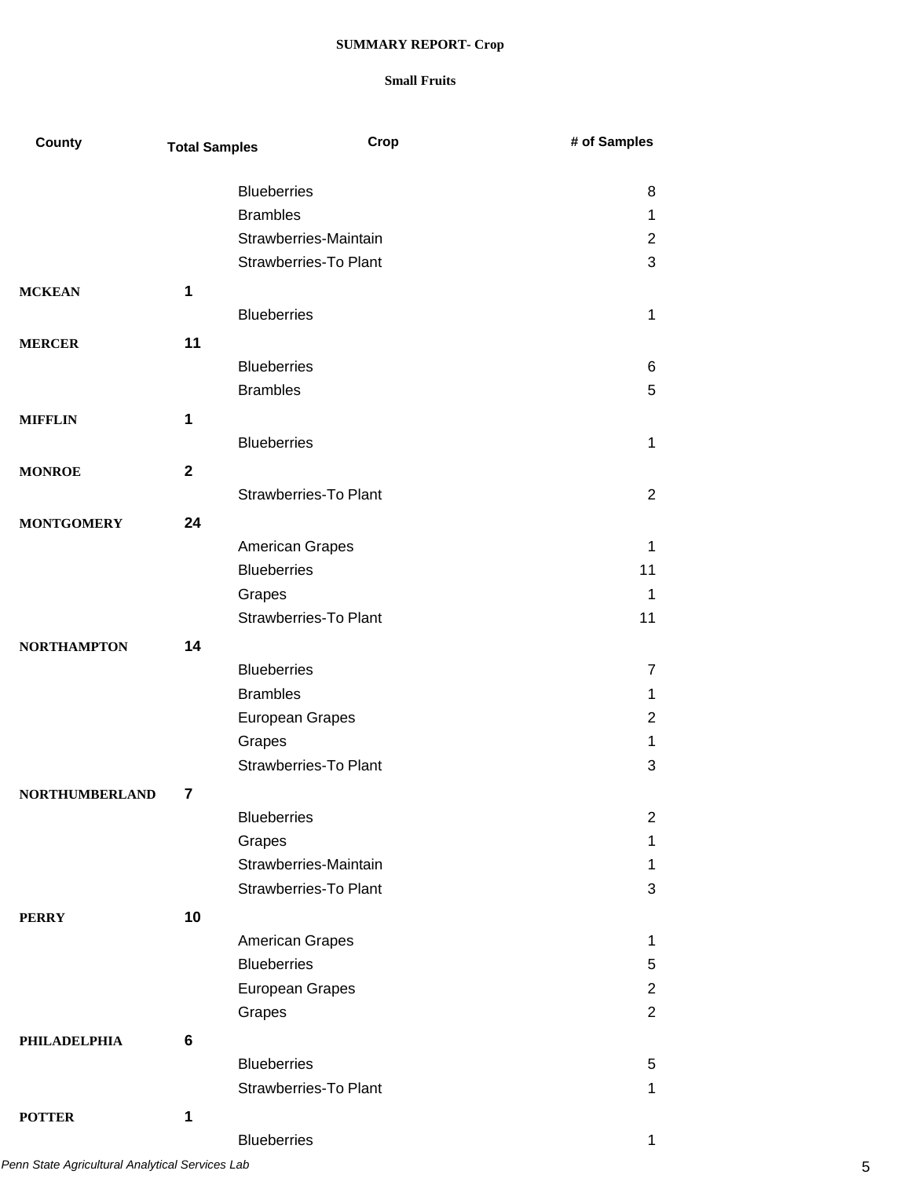**SUMMARY REPORT- Crop**

**Small Fruits**

| County | Total Samples | Crop | # of Samples |
|---|---|---|---|
| | | Blueberries | 8 |
| | | Brambles | 1 |
| | | Strawberries-Maintain | 2 |
| | | Strawberries-To Plant | 3 |
| **MCKEAN** | **1** | | |
| | | Blueberries | 1 |
| **MERCER** | **11** | | |
| | | Blueberries | 6 |
| | | Brambles | 5 |
| **MIFFLIN** | **1** | | |
| | | Blueberries | 1 |
| **MONROE** | **2** | | |
| | | Strawberries-To Plant | 2 |
| **MONTGOMERY** | **24** | | |
| | | American Grapes | 1 |
| | | Blueberries | 11 |
| | | Grapes | 1 |
| | | Strawberries-To Plant | 11 |
| **NORTHAMPTON** | **14** | | |
| | | Blueberries | 7 |
| | | Brambles | 1 |
| | | European Grapes | 2 |
| | | Grapes | 1 |
| | | Strawberries-To Plant | 3 |
| **NORTHUMBERLAND** | **7** | | |
| | | Blueberries | 2 |
| | | Grapes | 1 |
| | | Strawberries-Maintain | 1 |
| | | Strawberries-To Plant | 3 |
| **PERRY** | **10** | | |
| | | American Grapes | 1 |
| | | Blueberries | 5 |
| | | European Grapes | 2 |
| | | Grapes | 2 |
| **PHILADELPHIA** | **6** | | |
| | | Blueberries | 5 |
| | | Strawberries-To Plant | 1 |
| **POTTER** | **1** | | |
| | | Blueberries | 1 |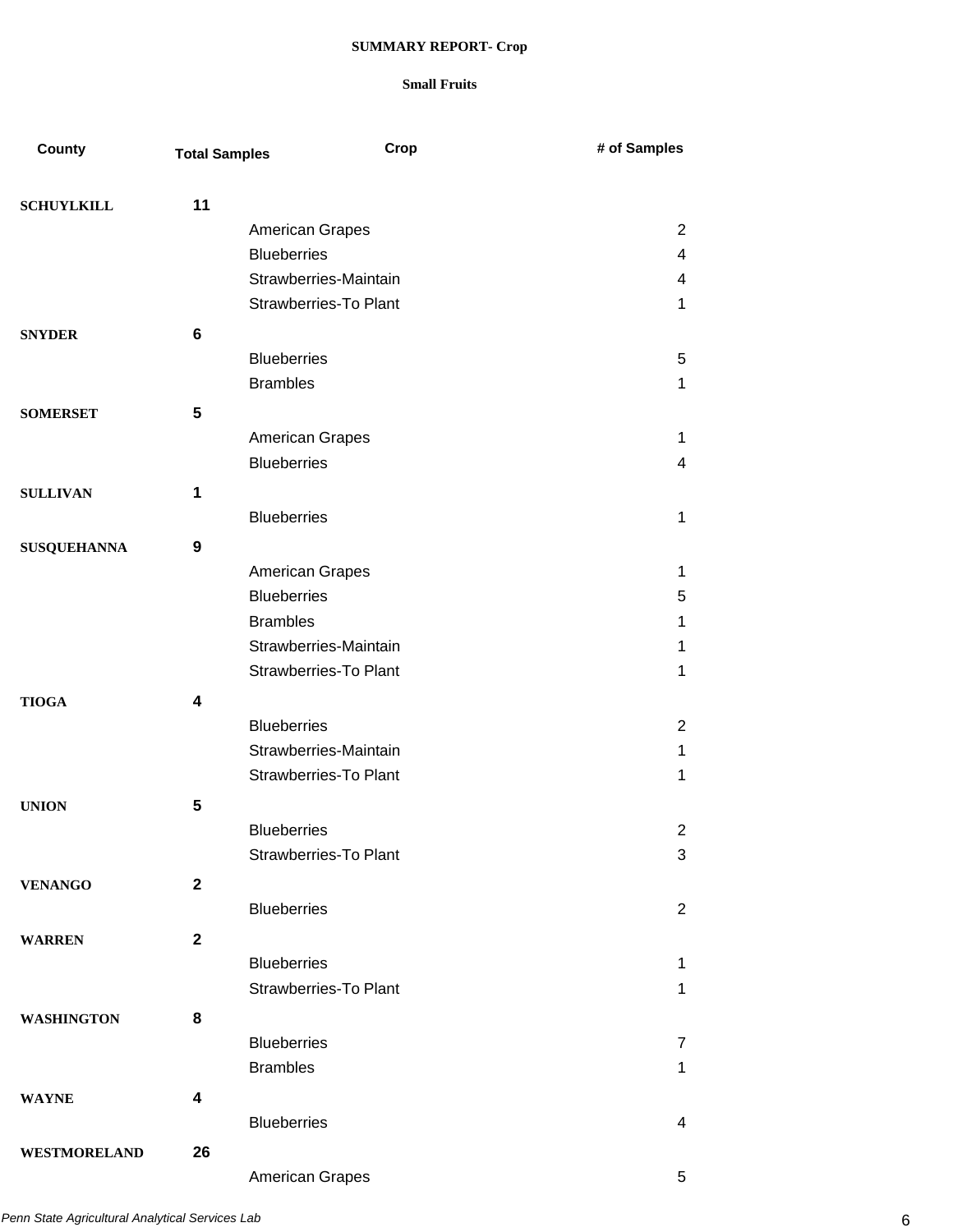## SUMMARY REPORT- Crop

### Small Fruits

| County | Total Samples | Crop | # of Samples |
|---|---|---|---|
| **SCHUYLKILL** | **11** | | |
| | | American Grapes | 2 |
| | | Blueberries | 4 |
| | | Strawberries-Maintain | 4 |
| | | Strawberries-To Plant | 1 |
| **SNYDER** | **6** | | |
| | | Blueberries | 5 |
| | | Brambles | 1 |
| **SOMERSET** | **5** | | |
| | | American Grapes | 1 |
| | | Blueberries | 4 |
| **SULLIVAN** | **1** | | |
| | | Blueberries | 1 |
| **SUSQUEHANNA** | **9** | | |
| | | American Grapes | 1 |
| | | Blueberries | 5 |
| | | Brambles | 1 |
| | | Strawberries-Maintain | 1 |
| | | Strawberries-To Plant | 1 |
| **TIOGA** | **4** | | |
| | | Blueberries | 2 |
| | | Strawberries-Maintain | 1 |
| | | Strawberries-To Plant | 1 |
| **UNION** | **5** | | |
| | | Blueberries | 2 |
| | | Strawberries-To Plant | 3 |
| **VENANGO** | **2** | | |
| | | Blueberries | 2 |
| **WARREN** | **2** | | |
| | | Blueberries | 1 |
| | | Strawberries-To Plant | 1 |
| **WASHINGTON** | **8** | | |
| | | Blueberries | 7 |
| | | Brambles | 1 |
| **WAYNE** | **4** | | |
| | | Blueberries | 4 |
| **WESTMORELAND** | **26** | | |
| | | American Grapes | 5 |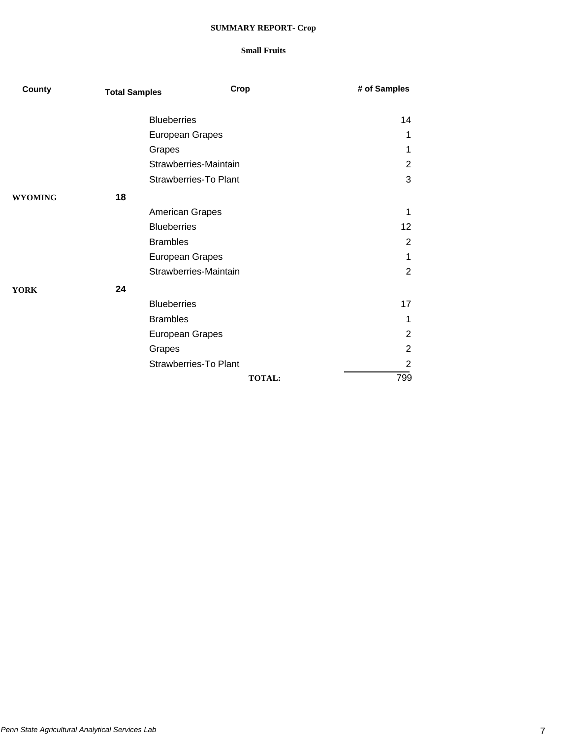**SUMMARY REPORT- Crop**

**Small Fruits**

| County | Total Samples | Crop | # of Samples |
|---|---|---|---|
| | | Blueberries | 14 |
| | | European Grapes | 1 |
| | | Grapes | 1 |
| | | Strawberries-Maintain | 2 |
| | | Strawberries-To Plant | 3 |
| **WYOMING** | **18** | | |
| | | American Grapes | 1 |
| | | Blueberries | 12 |
| | | Brambles | 2 |
| | | European Grapes | 1 |
| | | Strawberries-Maintain | 2 |
| **YORK** | **24** | | |
| | | Blueberries | 17 |
| | | Brambles | 1 |
| | | European Grapes | 2 |
| | | Grapes | 2 |
| | | Strawberries-To Plant | 2 |
| | | **TOTAL:** | 799 |

*Penn State Agricultural Analytical Services Lab*